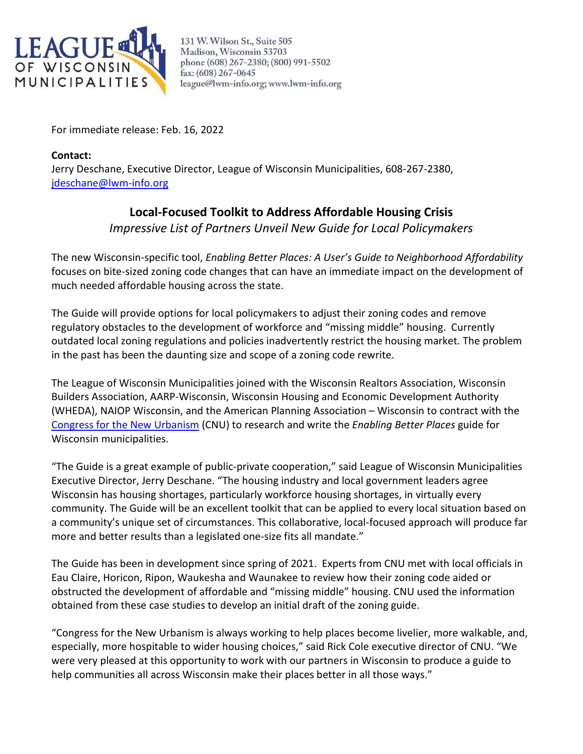LEAGUE OF WISCONSIN MUNICIPALITIES

131 W. Wilson St., Suite 505
Madison, Wisconsin 53703
phone (608) 267-2380; (800) 991-5502
fax: (608) 267-0645
league@lwm-info.org; www.lwm-info.org

For immediate release: Feb. 16, 2022

**Contact:**
Jerry Deschane, Executive Director, League of Wisconsin Municipalities, 608-267-2380, jdeschane@lwm-info.org

## Local-Focused Toolkit to Address Affordable Housing Crisis

*Impressive List of Partners Unveil New Guide for Local Policymakers*

The new Wisconsin-specific tool, *Enabling Better Places: A User's Guide to Neighborhood Affordability* focuses on bite-sized zoning code changes that can have an immediate impact on the development of much needed affordable housing across the state.

The Guide will provide options for local policymakers to adjust their zoning codes and remove regulatory obstacles to the development of workforce and "missing middle" housing. Currently outdated local zoning regulations and policies inadvertently restrict the housing market. The problem in the past has been the daunting size and scope of a zoning code rewrite.

The League of Wisconsin Municipalities joined with the Wisconsin Realtors Association, Wisconsin Builders Association, AARP-Wisconsin, Wisconsin Housing and Economic Development Authority (WHEDA), NAIOP Wisconsin, and the American Planning Association – Wisconsin to contract with the Congress for the New Urbanism (CNU) to research and write the *Enabling Better Places* guide for Wisconsin municipalities.

"The Guide is a great example of public-private cooperation," said League of Wisconsin Municipalities Executive Director, Jerry Deschane. "The housing industry and local government leaders agree Wisconsin has housing shortages, particularly workforce housing shortages, in virtually every community. The Guide will be an excellent toolkit that can be applied to every local situation based on a community's unique set of circumstances. This collaborative, local-focused approach will produce far more and better results than a legislated one-size fits all mandate."

The Guide has been in development since spring of 2021. Experts from CNU met with local officials in Eau Claire, Horicon, Ripon, Waukesha and Waunakee to review how their zoning code aided or obstructed the development of affordable and "missing middle" housing. CNU used the information obtained from these case studies to develop an initial draft of the zoning guide.

"Congress for the New Urbanism is always working to help places become livelier, more walkable, and, especially, more hospitable to wider housing choices," said Rick Cole executive director of CNU. "We were very pleased at this opportunity to work with our partners in Wisconsin to produce a guide to help communities all across Wisconsin make their places better in all those ways."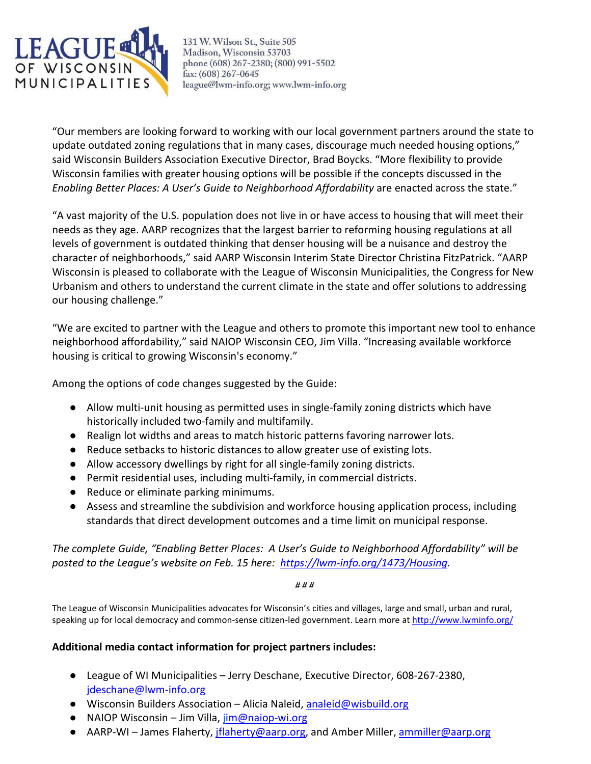"Our members are looking forward to working with our local government partners around the state to update outdated zoning regulations that in many cases, discourage much needed housing options," said Wisconsin Builders Association Executive Director, Brad Boycks. "More flexibility to provide Wisconsin families with greater housing options will be possible if the concepts discussed in the *Enabling Better Places: A User's Guide to Neighborhood Affordability* are enacted across the state."

"A vast majority of the U.S. population does not live in or have access to housing that will meet their needs as they age. AARP recognizes that the largest barrier to reforming housing regulations at all levels of government is outdated thinking that denser housing will be a nuisance and destroy the character of neighborhoods," said AARP Wisconsin Interim State Director Christina FitzPatrick. "AARP Wisconsin is pleased to collaborate with the League of Wisconsin Municipalities, the Congress for New Urbanism and others to understand the current climate in the state and offer solutions to addressing our housing challenge."

"We are excited to partner with the League and others to promote this important new tool to enhance neighborhood affordability," said NAIOP Wisconsin CEO, Jim Villa. "Increasing available workforce housing is critical to growing Wisconsin's economy."

Among the options of code changes suggested by the Guide:

- Allow multi-unit housing as permitted uses in single-family zoning districts which have historically included two-family and multifamily.
- Realign lot widths and areas to match historic patterns favoring narrower lots.
- Reduce setbacks to historic distances to allow greater use of existing lots.
- Allow accessory dwellings by right for all single-family zoning districts.
- Permit residential uses, including multi-family, in commercial districts.
- Reduce or eliminate parking minimums.
- Assess and streamline the subdivision and workforce housing application process, including standards that direct development outcomes and a time limit on municipal response.

*The complete Guide, "Enabling Better Places: A User's Guide to Neighborhood Affordability" will be posted to the League's website on Feb. 15 here: [https://lwm-info.org/1473/Housing](https://lwm-info.org/1473/Housing).*

*###*

The League of Wisconsin Municipalities advocates for Wisconsin's cities and villages, large and small, urban and rural, speaking up for local democracy and common-sense citizen-led government. Learn more at [http://www.lwminfo.org/](http://www.lwminfo.org/)

**Additional media contact information for project partners includes:**

- League of WI Municipalities – Jerry Deschane, Executive Director, 608-267-2380, [jdeschane@lwm-info.org](mailto:jdeschane@lwm-info.org)
- Wisconsin Builders Association – Alicia Naleid, [analeid@wisbuild.org](mailto:analeid@wisbuild.org)
- NAIOP Wisconsin – Jim Villa, [jim@naiop-wi.org](mailto:jim@naiop-wi.org)
- AARP-WI – James Flaherty, [jflaherty@aarp.org](mailto:jflaherty@aarp.org), and Amber Miller, [ammiller@aarp.org](mailto:ammiller@aarp.org)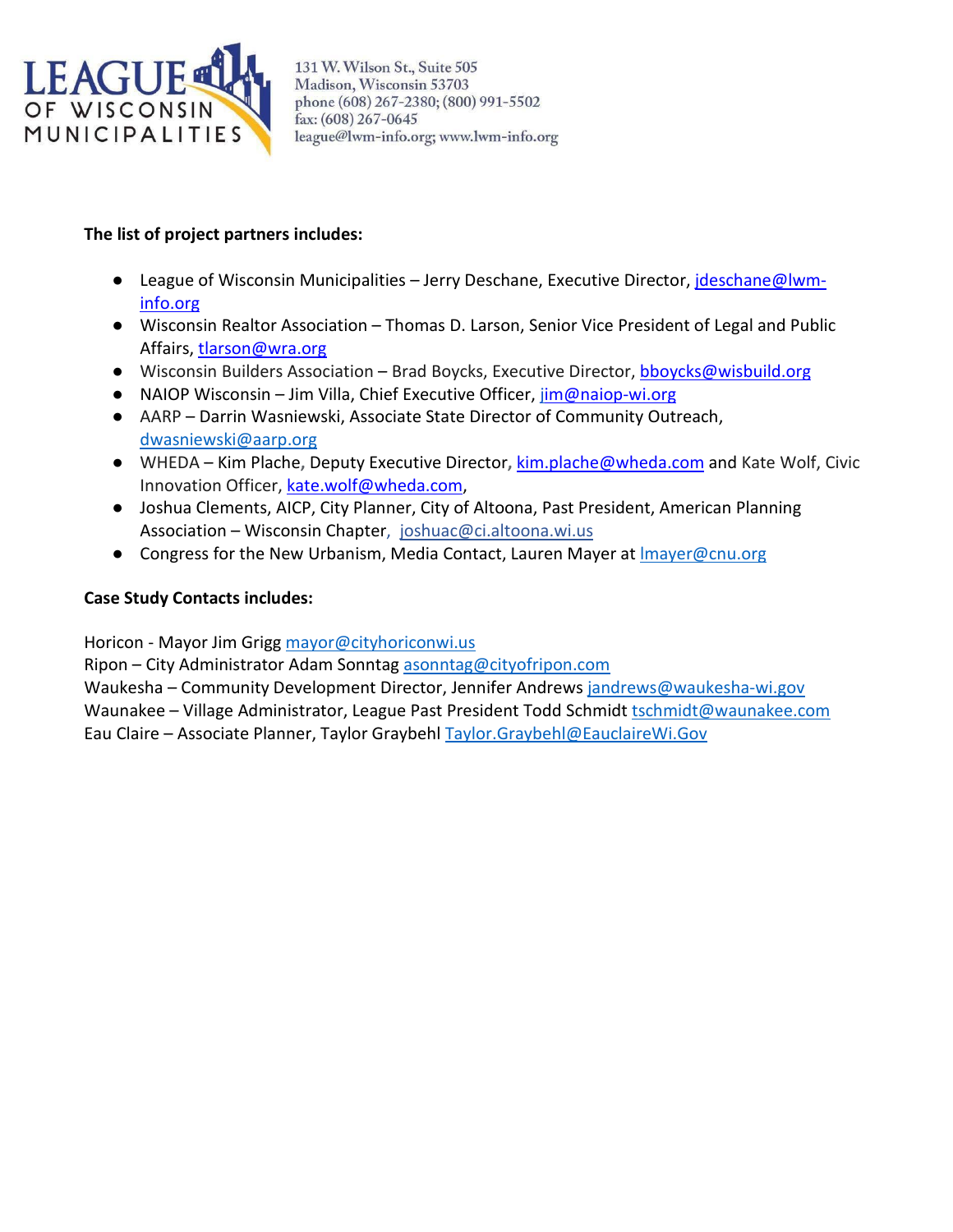**The list of project partners includes:**

- League of Wisconsin Municipalities – Jerry Deschane, Executive Director, jdeschane@lwm-info.org
- Wisconsin Realtor Association – Thomas D. Larson, Senior Vice President of Legal and Public Affairs, tlarson@wra.org
- Wisconsin Builders Association – Brad Boycks, Executive Director, bboycks@wisbuild.org
- NAIOP Wisconsin – Jim Villa, Chief Executive Officer, jim@naiop-wi.org
- AARP – Darrin Wasniewski, Associate State Director of Community Outreach, dwasniewski@aarp.org
- WHEDA – Kim Plache, Deputy Executive Director, kim.plache@wheda.com and Kate Wolf, Civic Innovation Officer, kate.wolf@wheda.com,
- Joshua Clements, AICP, City Planner, City of Altoona, Past President, American Planning Association – Wisconsin Chapter, joshuac@ci.altoona.wi.us
- Congress for the New Urbanism, Media Contact, Lauren Mayer at lmayer@cnu.org

**Case Study Contacts includes:**

Horicon - Mayor Jim Grigg mayor@cityhoriconwi.us
Ripon – City Administrator Adam Sonntag asonntag@cityofripon.com
Waukesha – Community Development Director, Jennifer Andrews jandrews@waukesha-wi.gov
Waunakee – Village Administrator, League Past President Todd Schmidt tschmidt@waunakee.com
Eau Claire – Associate Planner, Taylor Graybehl Taylor.Graybehl@EauclaireWi.Gov